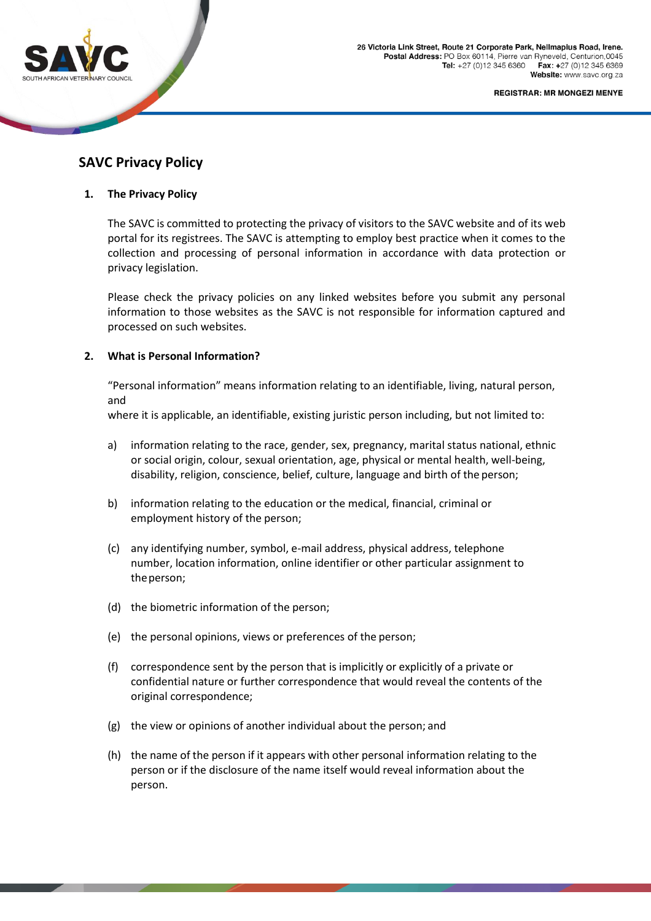26 Victoria Link Street, Route 21 Corporate Park, Nellmapius Road, Irene.
**Postal Address:** PO Box 60114, Pierre van Ryneveld, Centurion,0045
**Tel:** +27 (0)12 345 6360 **Fax:** +27 (0)12 345 6369
**Website:** www.savc.org.za

**REGISTRAR: MR MONGEZI MENYE**

# SAVC Privacy Policy

## 1. The Privacy Policy

The SAVC is committed to protecting the privacy of visitors to the SAVC website and of its web portal for its registrees. The SAVC is attempting to employ best practice when it comes to the collection and processing of personal information in accordance with data protection or privacy legislation.

Please check the privacy policies on any linked websites before you submit any personal information to those websites as the SAVC is not responsible for information captured and processed on such websites.

## 2. What is Personal Information?

"Personal information" means information relating to an identifiable, living, natural person, and
where it is applicable, an identifiable, existing juristic person including, but not limited to:

a) information relating to the race, gender, sex, pregnancy, marital status national, ethnic or social origin, colour, sexual orientation, age, physical or mental health, well-being, disability, religion, conscience, belief, culture, language and birth of the person;

b) information relating to the education or the medical, financial, criminal or employment history of the person;

(c) any identifying number, symbol, e-mail address, physical address, telephone number, location information, online identifier or other particular assignment to the person;

(d) the biometric information of the person;

(e) the personal opinions, views or preferences of the person;

(f) correspondence sent by the person that is implicitly or explicitly of a private or confidential nature or further correspondence that would reveal the contents of the original correspondence;

(g) the view or opinions of another individual about the person; and

(h) the name of the person if it appears with other personal information relating to the person or if the disclosure of the name itself would reveal information about the person.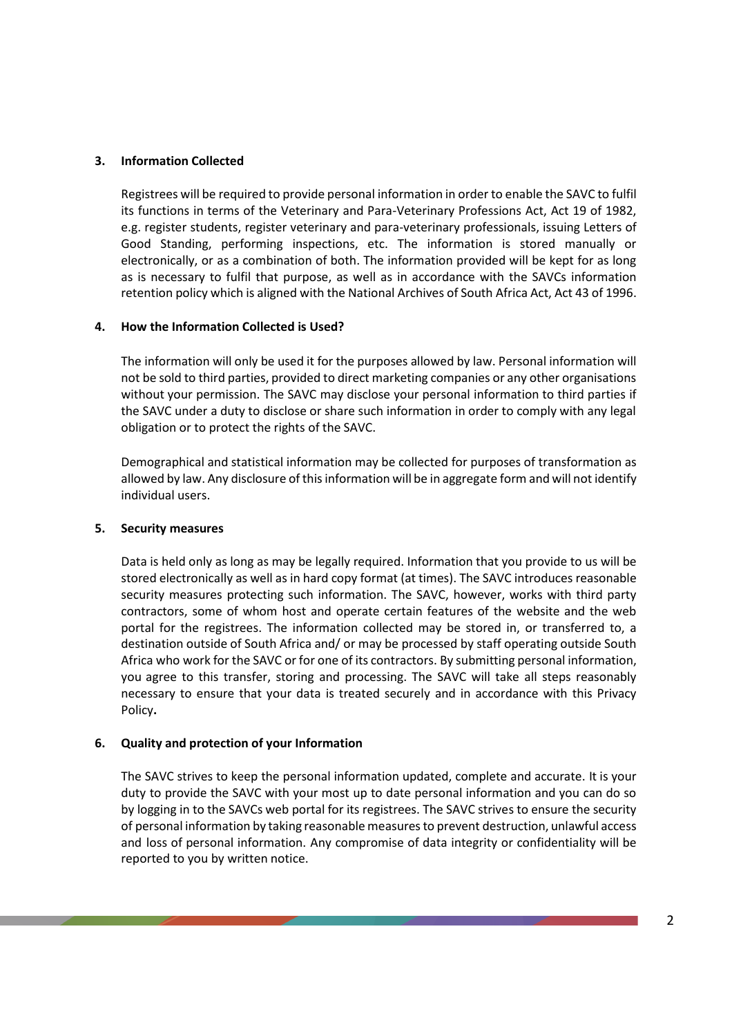## 3. Information Collected

Registrees will be required to provide personal information in order to enable the SAVC to fulfil its functions in terms of the Veterinary and Para-Veterinary Professions Act, Act 19 of 1982, e.g. register students, register veterinary and para-veterinary professionals, issuing Letters of Good Standing, performing inspections, etc. The information is stored manually or electronically, or as a combination of both. The information provided will be kept for as long as is necessary to fulfil that purpose, as well as in accordance with the SAVCs information retention policy which is aligned with the National Archives of South Africa Act, Act 43 of 1996.

## 4. How the Information Collected is Used?

The information will only be used it for the purposes allowed by law. Personal information will not be sold to third parties, provided to direct marketing companies or any other organisations without your permission. The SAVC may disclose your personal information to third parties if the SAVC under a duty to disclose or share such information in order to comply with any legal obligation or to protect the rights of the SAVC.

Demographical and statistical information may be collected for purposes of transformation as allowed by law. Any disclosure of this information will be in aggregate form and will not identify individual users.

## 5. Security measures

Data is held only as long as may be legally required. Information that you provide to us will be stored electronically as well as in hard copy format (at times). The SAVC introduces reasonable security measures protecting such information. The SAVC, however, works with third party contractors, some of whom host and operate certain features of the website and the web portal for the registrees. The information collected may be stored in, or transferred to, a destination outside of South Africa and/ or may be processed by staff operating outside South Africa who work for the SAVC or for one of its contractors. By submitting personal information, you agree to this transfer, storing and processing. The SAVC will take all steps reasonably necessary to ensure that your data is treated securely and in accordance with this Privacy Policy**.**

## 6. Quality and protection of your Information

The SAVC strives to keep the personal information updated, complete and accurate. It is your duty to provide the SAVC with your most up to date personal information and you can do so by logging in to the SAVCs web portal for its registrees. The SAVC strives to ensure the security of personal information by taking reasonable measures to prevent destruction, unlawful access and loss of personal information. Any compromise of data integrity or confidentiality will be reported to you by written notice.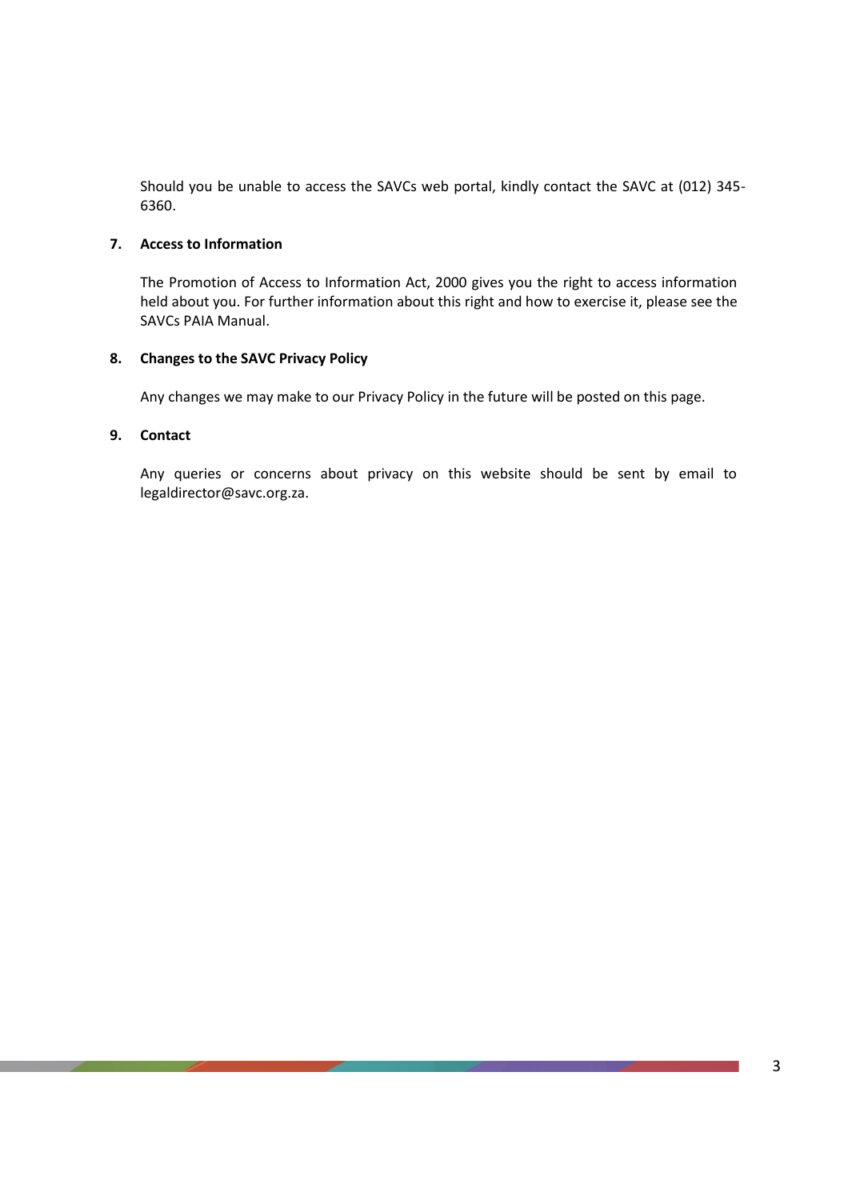Should you be unable to access the SAVCs web portal, kindly contact the SAVC at (012) 345-6360.

## 7. Access to Information

The Promotion of Access to Information Act, 2000 gives you the right to access information held about you. For further information about this right and how to exercise it, please see the SAVCs PAIA Manual.

## 8. Changes to the SAVC Privacy Policy

Any changes we may make to our Privacy Policy in the future will be posted on this page.

## 9. Contact

Any queries or concerns about privacy on this website should be sent by email to legaldirector@savc.org.za.